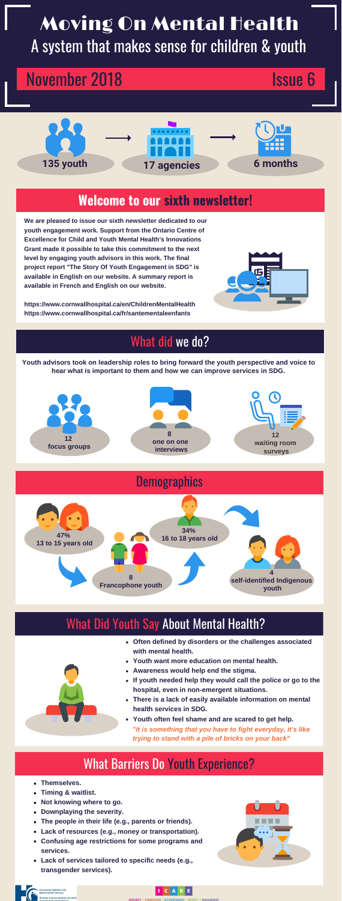# Moving On Mental Health

## A system that makes sense for children & youth

November 2018 Issue 6

135 youth → 17 agencies → 6 months

## Welcome to our sixth newsletter!

**We are pleased to issue our sixth newsletter dedicated to our youth engagement work. Support from the Ontario Centre of Excellence for Child and Youth Mental Health's Innovations Grant made it possible to take this commitment to the next level by engaging youth advisors in this work. The final project report "The Story Of Youth Engagement in SDG" is available in English on our website. A summary report is available in French and English on our website.**

**https://www.cornwallhospital.ca/en/ChildrenMentalHealth**
**https://www.cornwallhospital.ca/fr/santementaleenfants**

## What did we do?

**Youth advisors took on leadership roles to bring forward the youth perspective and voice to hear what is important to them and how we can improve services in SDG.**

- **12** focus groups
- **8** one on one interviews
- **12** waiting room surveys

## Demographics

- **47%** 13 to 15 years old
- **8** Francophone youth
- **34%** 16 to 18 years old
- **4** self-identified Indigenous youth

## What Did Youth Say About Mental Health?

- **Often defined by disorders or the challenges associated with mental health.**
- **Youth want more education on mental health.**
- **Awareness would help end the stigma.**
- **If youth needed help they would call the police or go to the hospital, even in non-emergent situations.**
- **There is a lack of easily available information on mental health services in SDG.**
- **Youth often feel shame and are scared to get help.**

***"It is something that you have to fight everyday, it's like trying to stand with a pile of bricks on your back"***

## What Barriers Do Youth Experience?

- **Themselves.**
- **Timing & waitlist.**
- **Not knowing where to go.**
- **Downplaying the severity.**
- **The people in their life (e.g., parents or friends).**
- **Lack of resources (e.g., money or transportation).**
- **Confusing age restrictions for some programs and services.**
- **Lack of services tailored to specific needs (e.g., transgender services).**

Community Addiction and Mental Health Services

I CARE — INTEGRITY • COMPASSION • ACCOUNTABILITY • RESPECT • ENGAGEMENT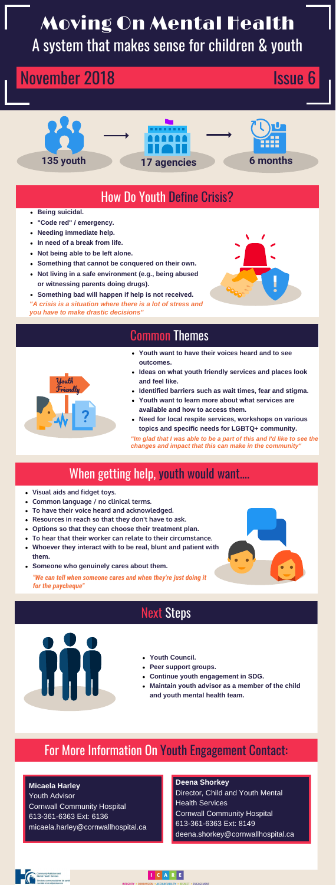# Moving On Mental Health

## A system that makes sense for children & youth

November 2018

Issue 6

135 youth → 17 agencies → 6 months

## How Do Youth Define Crisis?

- Being suicidal.
- "Code red" / emergency.
- Needing immediate help.
- In need of a break from life.
- Not being able to be left alone.
- Something that cannot be conquered on their own.
- Not living in a safe environment (e.g., being abused or witnessing parents doing drugs).
- Something bad will happen if help is not received.

*"A crisis is a situation where there is a lot of stress and you have to make drastic decisions"*

## Common Themes

- Youth want to have their voices heard and to see outcomes.
- Ideas on what youth friendly services and places look and feel like.
- Identified barriers such as wait times, fear and stigma.
- Youth want to learn more about what services are available and how to access them.
- Need for local respite services, workshops on various topics and specific needs for LGBTQ+ community.

*"Im glad that I was able to be a part of this and I'd like to see the changes and impact that this can make in the community"*

## When getting help, youth would want....

- Visual aids and fidget toys.
- Common language / no clinical terms.
- To have their voice heard and acknowledged.
- Resources in reach so that they don't have to ask.
- Options so that they can choose their treatment plan.
- To hear that their worker can relate to their circumstance.
- Whoever they interact with to be real, blunt and patient with them.
- Someone who genuinely cares about them.

*"We can tell when someone cares and when they're just doing it for the paycheque"*

## Next Steps

- Youth Council.
- Peer support groups.
- Continue youth engagement in SDG.
- Maintain youth advisor as a member of the child and youth mental health team.

## For More Information On Youth Engagement Contact:

**Micaela Harley**
Youth Advisor
Cornwall Community Hospital
613-361-6363 Ext: 6136
micaela.harley@cornwallhospital.ca

**Deena Shorkey**
Director, Child and Youth Mental Health Services
Cornwall Community Hospital
613-361-6363 Ext: 8149
deena.shorkey@cornwallhospital.ca

Community Addiction and Mental Health Services
Services communautaires de santé mentale et de dépendance

I C A R E
INTEGRITY • COMPASSION • ACCOUNTABILITY • RESPECT • ENGAGEMENT